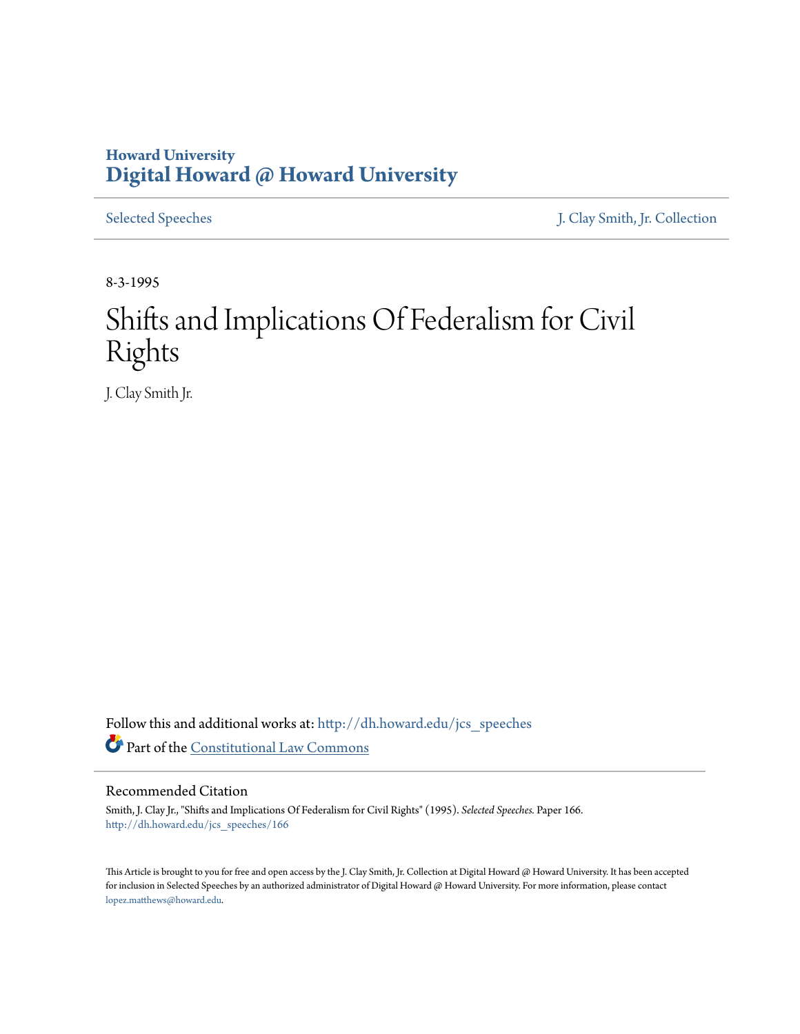Howard University
# Digital Howard @ Howard University

Selected Speeches | J. Clay Smith, Jr. Collection

8-3-1995

# Shifts and Implications Of Federalism for Civil Rights

J. Clay Smith Jr.

Follow this and additional works at: http://dh.howard.edu/jcs_speeches

Part of the Constitutional Law Commons

## Recommended Citation

Smith, J. Clay Jr., "Shifts and Implications Of Federalism for Civil Rights" (1995). *Selected Speeches.* Paper 166.
http://dh.howard.edu/jcs_speeches/166

This Article is brought to you for free and open access by the J. Clay Smith, Jr. Collection at Digital Howard @ Howard University. It has been accepted for inclusion in Selected Speeches by an authorized administrator of Digital Howard @ Howard University. For more information, please contact lopez.matthews@howard.edu.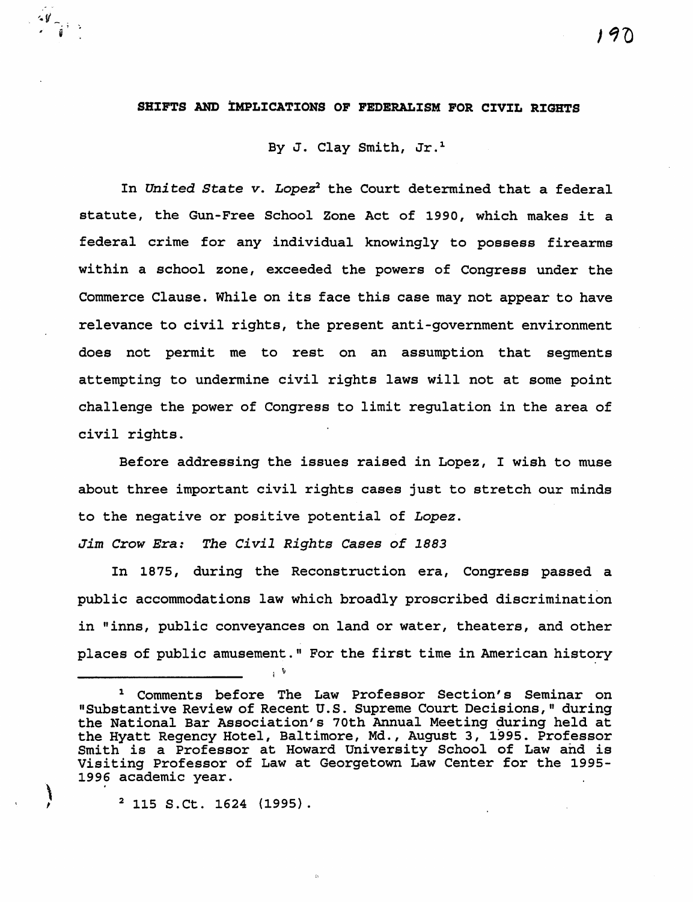**SHIFTS AND IMPLICATIONS OF FEDERALISM FOR CIVIL RIGHTS**

By J. Clay Smith, Jr.[1]

In *United State v. Lopez*[2] the Court determined that a federal statute, the Gun-Free School Zone Act of 1990, which makes it a federal crime for any individual knowingly to possess firearms within a school zone, exceeded the powers of Congress under the Commerce Clause. While on its face this case may not appear to have relevance to civil rights, the present anti-government environment does not permit me to rest on an assumption that segments attempting to undermine civil rights laws will not at some point challenge the power of Congress to limit regulation in the area of civil rights.

Before addressing the issues raised in Lopez, I wish to muse about three important civil rights cases just to stretch our minds to the negative or positive potential of *Lopez*.

*Jim Crow Era: The Civil Rights Cases of 1883*

In 1875, during the Reconstruction era, Congress passed a public accommodations law which broadly proscribed discrimination in "inns, public conveyances on land or water, theaters, and other places of public amusement." For the first time in American history

---

[1] Comments before The Law Professor Section's Seminar on "Substantive Review of Recent U.S. Supreme Court Decisions," during the National Bar Association's 70th Annual Meeting during held at the Hyatt Regency Hotel, Baltimore, Md., August 3, 1995. Professor Smith is a Professor at Howard University School of Law and is Visiting Professor of Law at Georgetown Law Center for the 1995-1996 academic year.

[2] 115 S.Ct. 1624 (1995).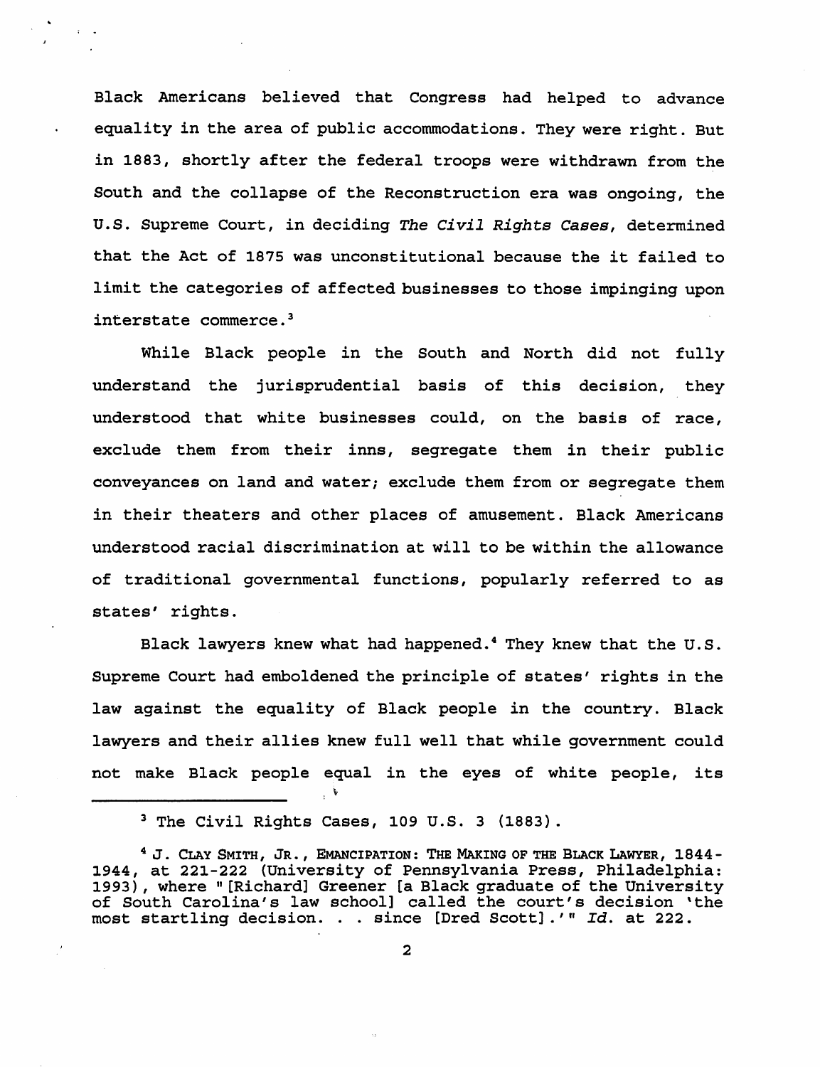Black Americans believed that Congress had helped to advance equality in the area of public accommodations. They were right. But in 1883, shortly after the federal troops were withdrawn from the South and the collapse of the Reconstruction era was ongoing, the U.S. Supreme Court, in deciding *The Civil Rights Cases*, determined that the Act of 1875 was unconstitutional because the it failed to limit the categories of affected businesses to those impinging upon interstate commerce.[3]

While Black people in the South and North did not fully understand the jurisprudential basis of this decision, they understood that white businesses could, on the basis of race, exclude them from their inns, segregate them in their public conveyances on land and water; exclude them from or segregate them in their theaters and other places of amusement. Black Americans understood racial discrimination at will to be within the allowance of traditional governmental functions, popularly referred to as states' rights.

Black lawyers knew what had happened.[4] They knew that the U.S. Supreme Court had emboldened the principle of states' rights in the law against the equality of Black people in the country. Black lawyers and their allies knew full well that while government could not make Black people equal in the eyes of white people, its

---

[3] The Civil Rights Cases, 109 U.S. 3 (1883).

[4] J. CLAY SMITH, JR., EMANCIPATION: THE MAKING OF THE BLACK LAWYER, 1844-1944, at 221-222 (University of Pennsylvania Press, Philadelphia: 1993), where "[Richard] Greener [a Black graduate of the University of South Carolina's law school] called the court's decision 'the most startling decision. . . since [Dred Scott].'" *Id.* at 222.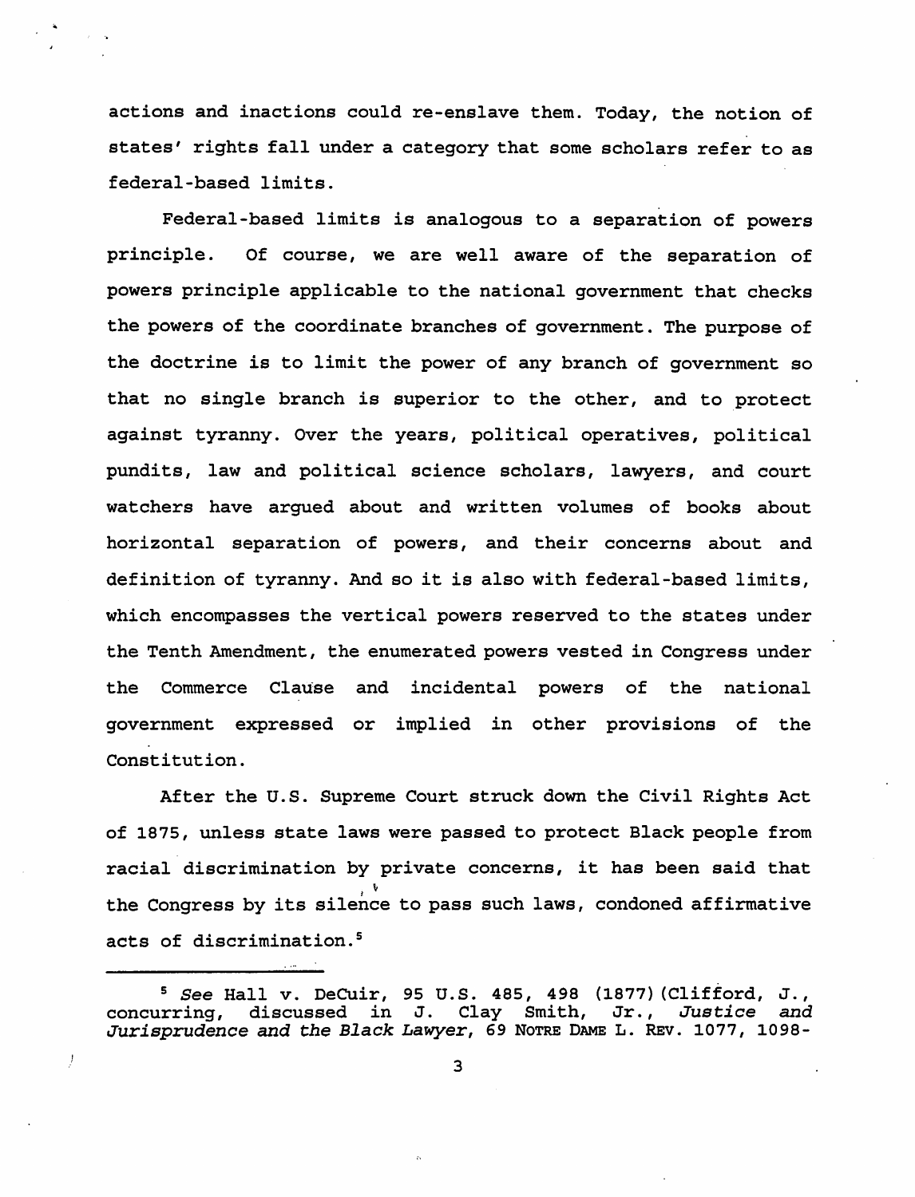actions and inactions could re-enslave them. Today, the notion of states' rights fall under a category that some scholars refer to as federal-based limits.

Federal-based limits is analogous to a separation of powers principle. Of course, we are well aware of the separation of powers principle applicable to the national government that checks the powers of the coordinate branches of government. The purpose of the doctrine is to limit the power of any branch of government so that no single branch is superior to the other, and to protect against tyranny. Over the years, political operatives, political pundits, law and political science scholars, lawyers, and court watchers have argued about and written volumes of books about horizontal separation of powers, and their concerns about and definition of tyranny. And so it is also with federal-based limits, which encompasses the vertical powers reserved to the states under the Tenth Amendment, the enumerated powers vested in Congress under the Commerce Clause and incidental powers of the national government expressed or implied in other provisions of the Constitution.

After the U.S. Supreme Court struck down the Civil Rights Act of 1875, unless state laws were passed to protect Black people from racial discrimination by private concerns, it has been said that the Congress by its silence to pass such laws, condoned affirmative acts of discrimination.[5]

---

[5] *See* Hall v. DeCuir, 95 U.S. 485, 498 (1877)(Clifford, J., concurring, discussed in J. Clay Smith, Jr., *Justice and Jurisprudence and the Black Lawyer*, 69 NOTRE DAME L. REV. 1077, 1098-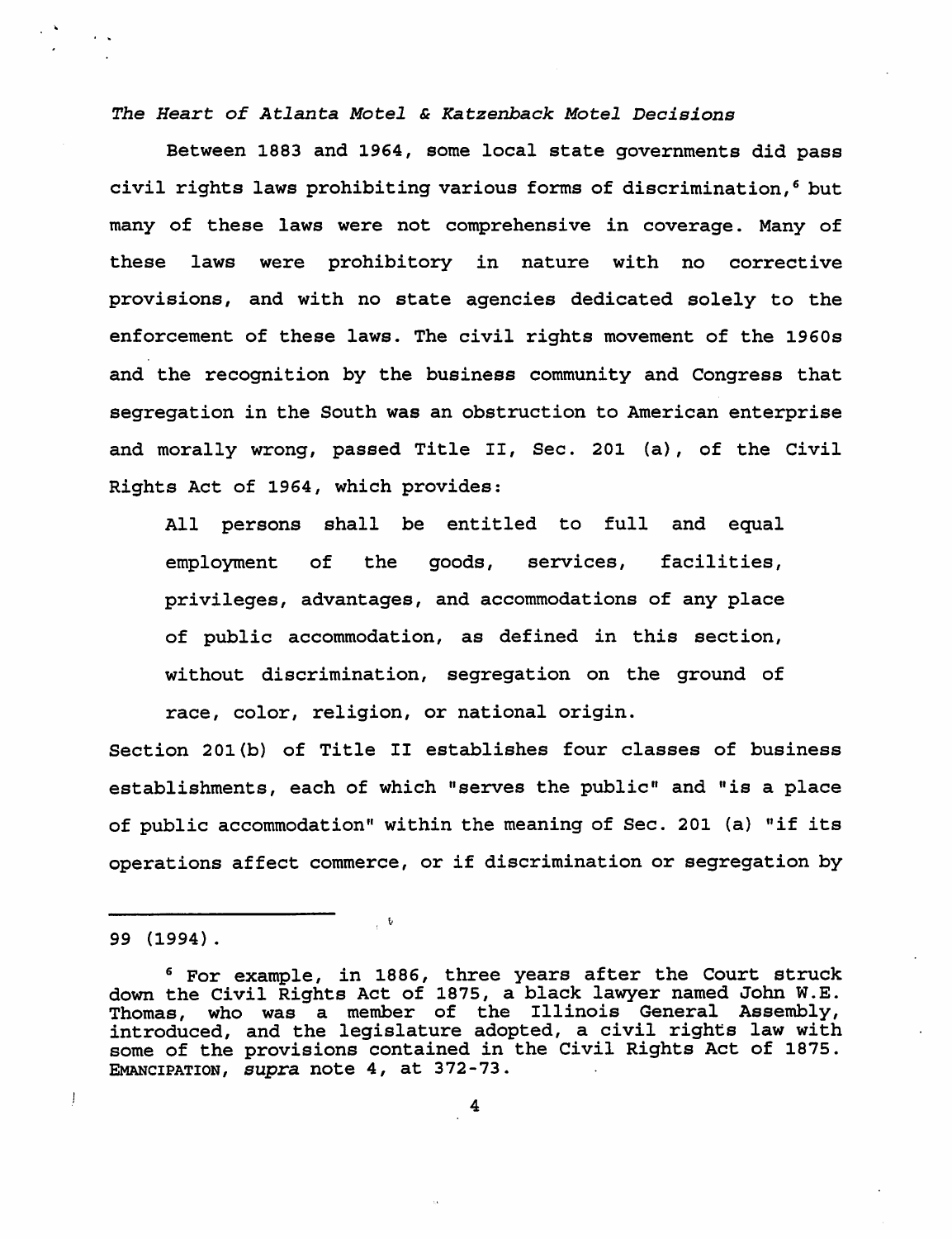*The Heart of Atlanta Motel & Katzenback Motel Decisions*

Between 1883 and 1964, some local state governments did pass civil rights laws prohibiting various forms of discrimination,[6] but many of these laws were not comprehensive in coverage. Many of these laws were prohibitory in nature with no corrective provisions, and with no state agencies dedicated solely to the enforcement of these laws. The civil rights movement of the 1960s and the recognition by the business community and Congress that segregation in the South was an obstruction to American enterprise and morally wrong, passed Title II, Sec. 201 (a), of the Civil Rights Act of 1964, which provides:

> All persons shall be entitled to full and equal employment of the goods, services, facilities, privileges, advantages, and accommodations of any place of public accommodation, as defined in this section, without discrimination, segregation on the ground of race, color, religion, or national origin.

Section 201(b) of Title II establishes four classes of business establishments, each of which "serves the public" and "is a place of public accommodation" within the meaning of Sec. 201 (a) "if its operations affect commerce, or if discrimination or segregation by

---

99 (1994).

[6] For example, in 1886, three years after the Court struck down the Civil Rights Act of 1875, a black lawyer named John W.E. Thomas, who was a member of the Illinois General Assembly, introduced, and the legislature adopted, a civil rights law with some of the provisions contained in the Civil Rights Act of 1875. EMANCIPATION, *supra* note 4, at 372-73.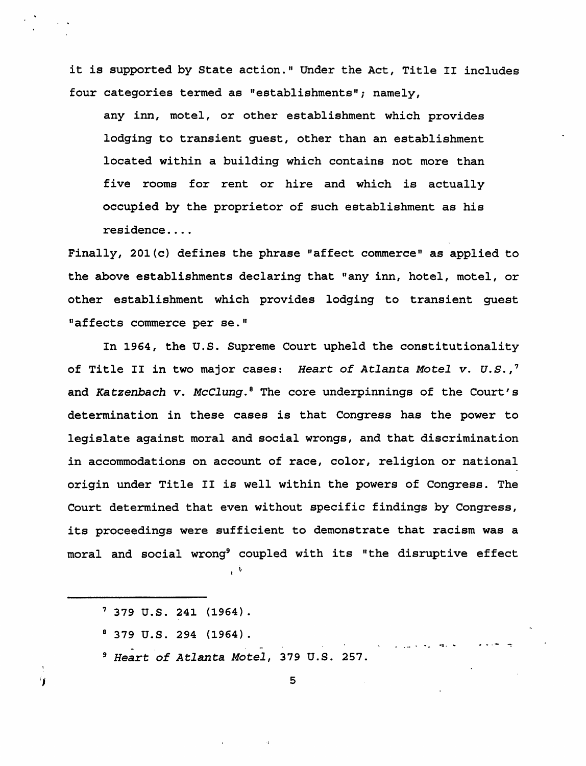it is supported by State action." Under the Act, Title II includes four categories termed as "establishments"; namely,

> any inn, motel, or other establishment which provides lodging to transient guest, other than an establishment located within a building which contains not more than five rooms for rent or hire and which is actually occupied by the proprietor of such establishment as his residence....

Finally, 201(c) defines the phrase "affect commerce" as applied to the above establishments declaring that "any inn, hotel, motel, or other establishment which provides lodging to transient guest "affects commerce per se."

In 1964, the U.S. Supreme Court upheld the constitutionality of Title II in two major cases: *Heart of Atlanta Motel v. U.S.*,[7] and *Katzenbach v. McClung*.[8] The core underpinnings of the Court's determination in these cases is that Congress has the power to legislate against moral and social wrongs, and that discrimination in accommodations on account of race, color, religion or national origin under Title II is well within the powers of Congress. The Court determined that even without specific findings by Congress, its proceedings were sufficient to demonstrate that racism was a moral and social wrong[9] coupled with its "the disruptive effect

---

[7] 379 U.S. 241 (1964).

[8] 379 U.S. 294 (1964).

[9] *Heart of Atlanta Motel*, 379 U.S. 257.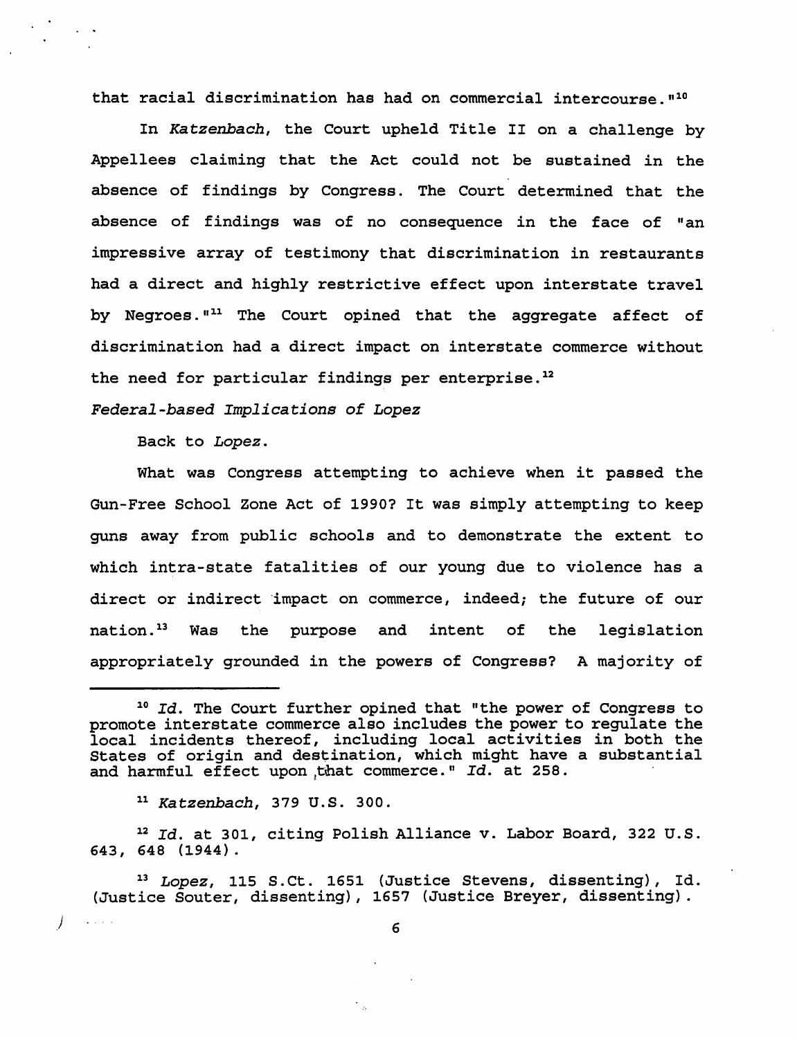that racial discrimination has had on commercial intercourse."[10]

In *Katzenbach*, the Court upheld Title II on a challenge by Appellees claiming that the Act could not be sustained in the absence of findings by Congress. The Court determined that the absence of findings was of no consequence in the face of "an impressive array of testimony that discrimination in restaurants had a direct and highly restrictive effect upon interstate travel by Negroes."[11] The Court opined that the aggregate affect of discrimination had a direct impact on interstate commerce without the need for particular findings per enterprise.[12]

*Federal-based Implications of Lopez*

Back to *Lopez*.

What was Congress attempting to achieve when it passed the Gun-Free School Zone Act of 1990? It was simply attempting to keep guns away from public schools and to demonstrate the extent to which intra-state fatalities of our young due to violence has a direct or indirect impact on commerce, indeed; the future of our nation.[13] Was the purpose and intent of the legislation appropriately grounded in the powers of Congress? A majority of

---

[10] *Id.* The Court further opined that "the power of Congress to promote interstate commerce also includes the power to regulate the local incidents thereof, including local activities in both the States of origin and destination, which might have a substantial and harmful effect upon that commerce." *Id.* at 258.

[11] *Katzenbach*, 379 U.S. 300.

[12] *Id.* at 301, citing Polish Alliance v. Labor Board, 322 U.S. 643, 648 (1944).

[13] *Lopez*, 115 S.Ct. 1651 (Justice Stevens, dissenting), Id. (Justice Souter, dissenting), 1657 (Justice Breyer, dissenting).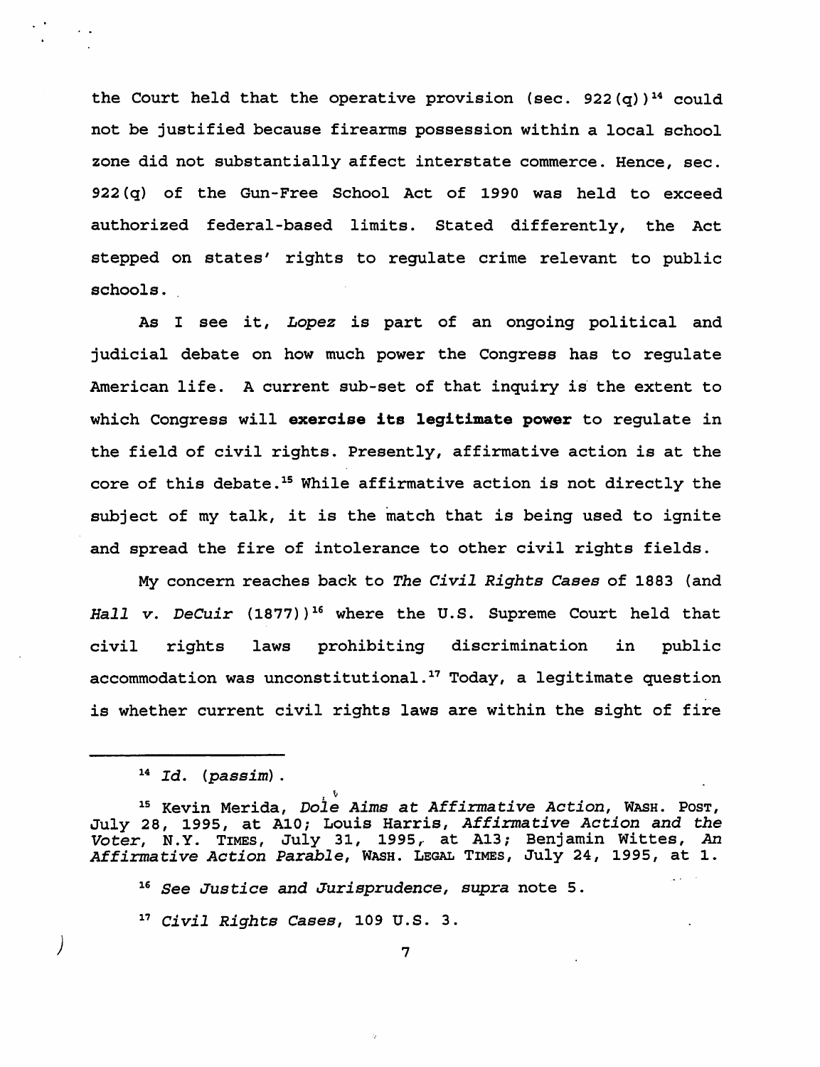the Court held that the operative provision (sec. 922(q))[14] could not be justified because firearms possession within a local school zone did not substantially affect interstate commerce. Hence, sec. 922(q) of the Gun-Free School Act of 1990 was held to exceed authorized federal-based limits. Stated differently, the Act stepped on states' rights to regulate crime relevant to public schools.

As I see it, *Lopez* is part of an ongoing political and judicial debate on how much power the Congress has to regulate American life. A current sub-set of that inquiry is the extent to which Congress will **exercise its legitimate power** to regulate in the field of civil rights. Presently, affirmative action is at the core of this debate.[15] While affirmative action is not directly the subject of my talk, it is the match that is being used to ignite and spread the fire of intolerance to other civil rights fields.

My concern reaches back to *The Civil Rights Cases* of 1883 (and *Hall v. DeCuir* (1877))[16] where the U.S. Supreme Court held that civil rights laws prohibiting discrimination in public accommodation was unconstitutional.[17] Today, a legitimate question is whether current civil rights laws are within the sight of fire

---

[14] *Id.* (*passim*).

[15] Kevin Merida, *Dole Aims at Affirmative Action*, WASH. POST, July 28, 1995, at A10; Louis Harris, *Affirmative Action and the Voter*, N.Y. TIMES, July 31, 1995, at A13; Benjamin Wittes, *An Affirmative Action Parable*, WASH. LEGAL TIMES, July 24, 1995, at 1.

[16] *See Justice and Jurisprudence*, *supra* note 5.

[17] *Civil Rights Cases*, 109 U.S. 3.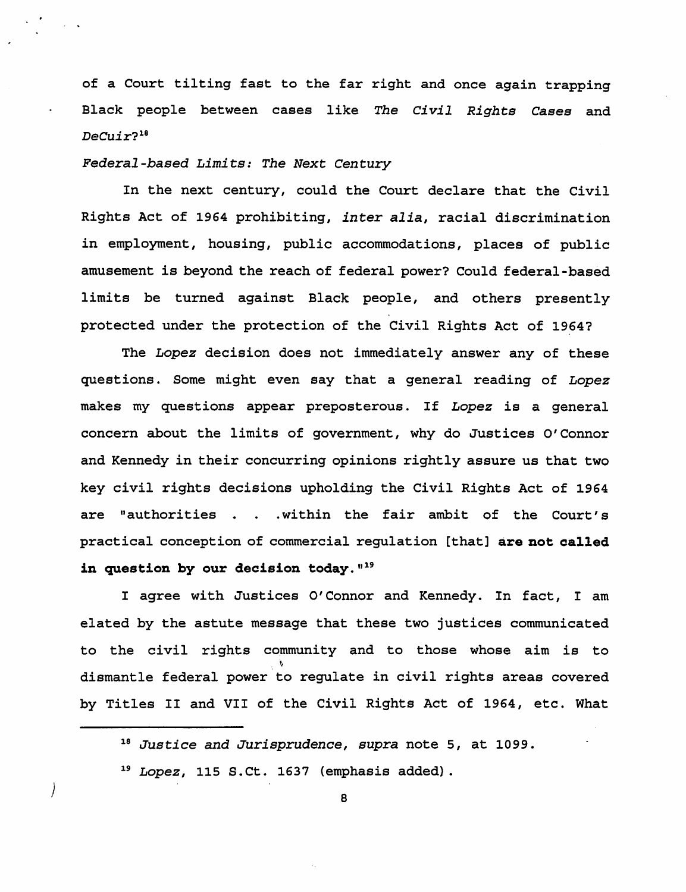of a Court tilting fast to the far right and once again trapping Black people between cases like *The Civil Rights Cases* and *DeCuir*?[18]

*Federal-based Limits: The Next Century*

In the next century, could the Court declare that the Civil Rights Act of 1964 prohibiting, *inter alia*, racial discrimination in employment, housing, public accommodations, places of public amusement is beyond the reach of federal power? Could federal-based limits be turned against Black people, and others presently protected under the protection of the Civil Rights Act of 1964?

The *Lopez* decision does not immediately answer any of these questions. Some might even say that a general reading of *Lopez* makes my questions appear preposterous. If *Lopez* is a general concern about the limits of government, why do Justices O'Connor and Kennedy in their concurring opinions rightly assure us that two key civil rights decisions upholding the Civil Rights Act of 1964 are "authorities . . .within the fair ambit of the Court's practical conception of commercial regulation [that] **are not called in question by our decision today.**"[19]

I agree with Justices O'Connor and Kennedy. In fact, I am elated by the astute message that these two justices communicated to the civil rights community and to those whose aim is to dismantle federal power to regulate in civil rights areas covered by Titles II and VII of the Civil Rights Act of 1964, etc. What

---

[18] *Justice and Jurisprudence, supra* note 5, at 1099.

[19] *Lopez*, 115 S.Ct. 1637 (emphasis added).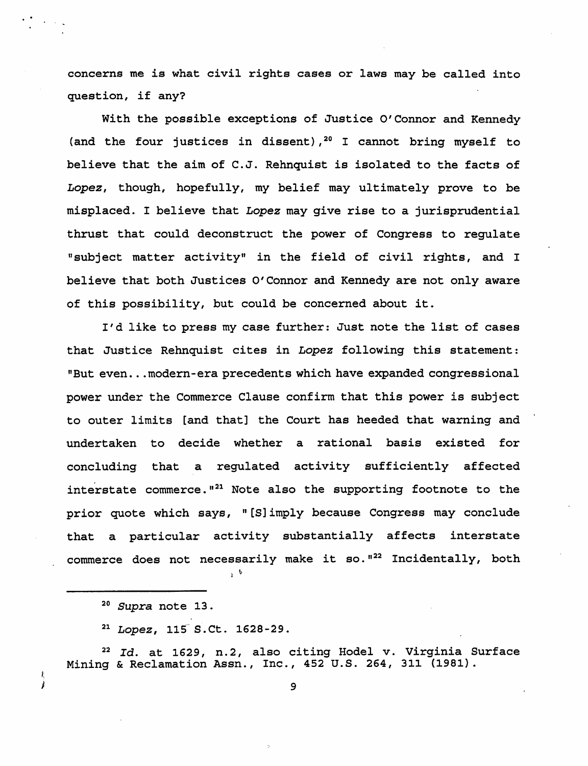concerns me is what civil rights cases or laws may be called into question, if any?

With the possible exceptions of Justice O'Connor and Kennedy (and the four justices in dissent),[20] I cannot bring myself to believe that the aim of C.J. Rehnquist is isolated to the facts of *Lopez*, though, hopefully, my belief may ultimately prove to be misplaced. I believe that *Lopez* may give rise to a jurisprudential thrust that could deconstruct the power of Congress to regulate "subject matter activity" in the field of civil rights, and I believe that both Justices O'Connor and Kennedy are not only aware of this possibility, but could be concerned about it.

I'd like to press my case further: Just note the list of cases that Justice Rehnquist cites in *Lopez* following this statement: "But even...modern-era precedents which have expanded congressional power under the Commerce Clause confirm that this power is subject to outer limits [and that] the Court has heeded that warning and undertaken to decide whether a rational basis existed for concluding that a regulated activity sufficiently affected interstate commerce."[21] Note also the supporting footnote to the prior quote which says, "[S]imply because Congress may conclude that a particular activity substantially affects interstate commerce does not necessarily make it so."[22] Incidentally, both

---

[20] *Supra* note 13.

[21] *Lopez*, 115 S.Ct. 1628-29.

[22] *Id.* at 1629, n.2, also citing Hodel v. Virginia Surface Mining & Reclamation Assn., Inc., 452 U.S. 264, 311 (1981).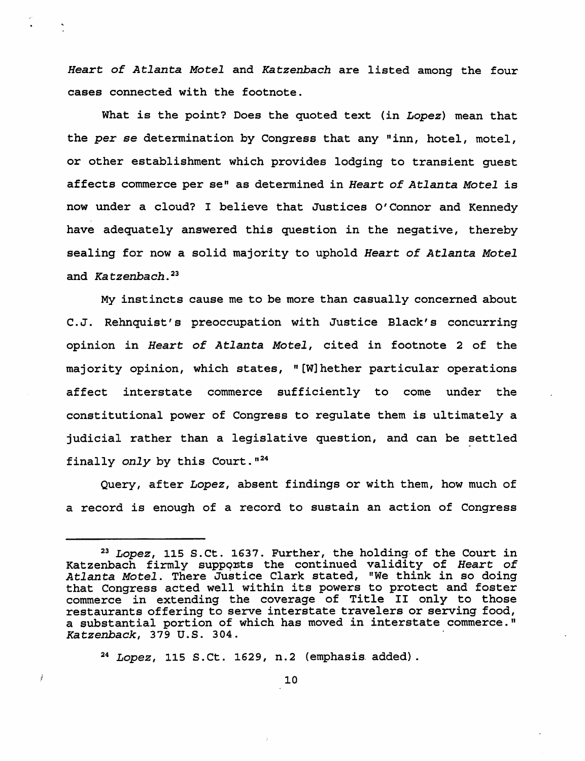*Heart of Atlanta Motel* and *Katzenbach* are listed among the four cases connected with the footnote.

What is the point? Does the quoted text (in *Lopez*) mean that the *per se* determination by Congress that any "inn, hotel, motel, or other establishment which provides lodging to transient guest affects commerce per se" as determined in *Heart of Atlanta Motel* is now under a cloud? I believe that Justices O'Connor and Kennedy have adequately answered this question in the negative, thereby sealing for now a solid majority to uphold *Heart of Atlanta Motel* and *Katzenbach*.[23]

My instincts cause me to be more than casually concerned about C.J. Rehnquist's preoccupation with Justice Black's concurring opinion in *Heart of Atlanta Motel*, cited in footnote 2 of the majority opinion, which states, "[W]hether particular operations affect interstate commerce sufficiently to come under the constitutional power of Congress to regulate them is ultimately a judicial rather than a legislative question, and can be settled finally *only* by this Court."[24]

Query, after *Lopez*, absent findings or with them, how much of a record is enough of a record to sustain an action of Congress

---

[23] *Lopez*, 115 S.Ct. 1637. Further, the holding of the Court in Katzenbach firmly supports the continued validity of *Heart of Atlanta Motel*. There Justice Clark stated, "We think in so doing that Congress acted well within its powers to protect and foster commerce in extending the coverage of Title II only to those restaurants offering to serve interstate travelers or serving food, a substantial portion of which has moved in interstate commerce." *Katzenback*, 379 U.S. 304.

[24] *Lopez*, 115 S.Ct. 1629, n.2 (emphasis added).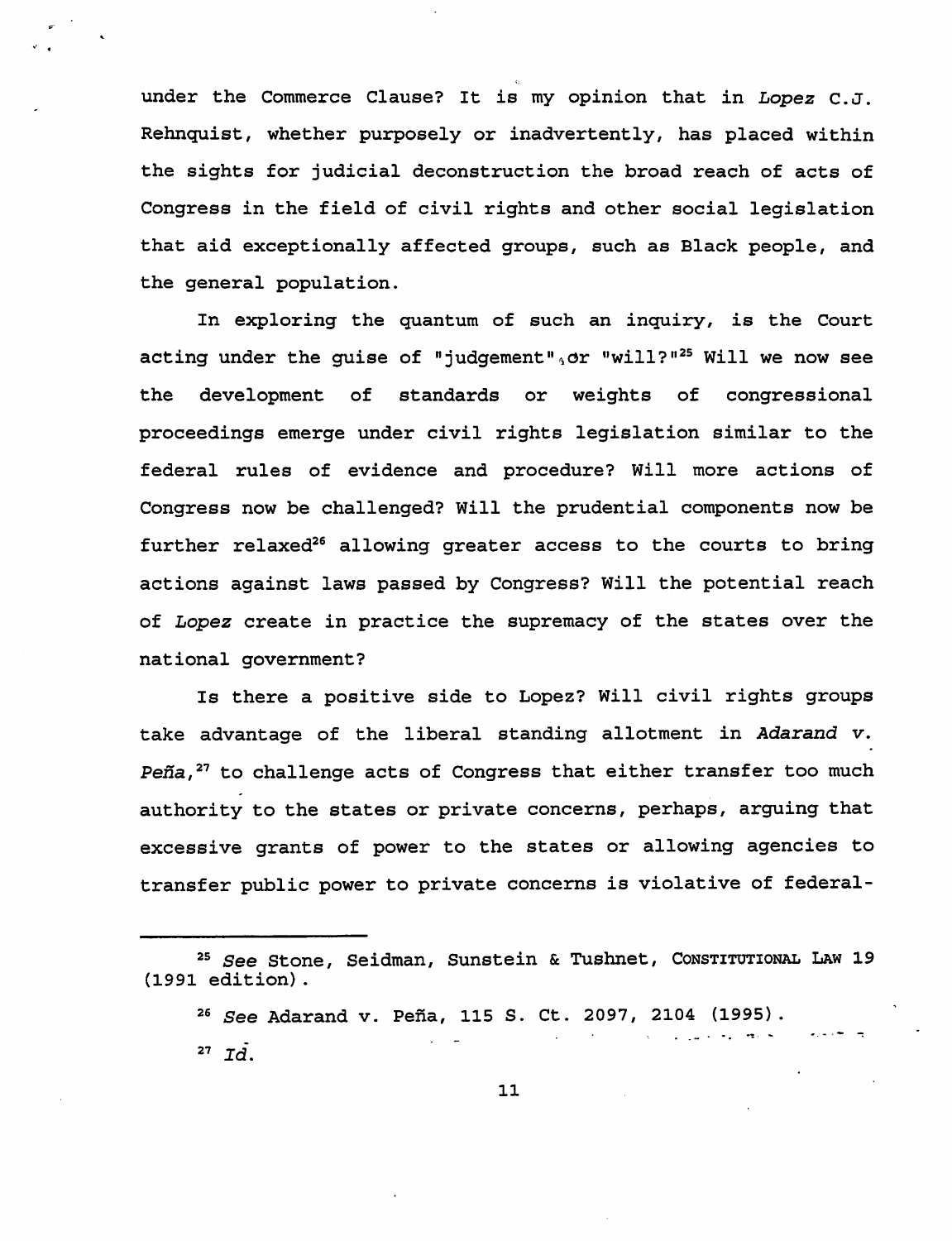under the Commerce Clause? It is my opinion that in *Lopez* C.J. Rehnquist, whether purposely or inadvertently, has placed within the sights for judicial deconstruction the broad reach of acts of Congress in the field of civil rights and other social legislation that aid exceptionally affected groups, such as Black people, and the general population.

In exploring the quantum of such an inquiry, is the Court acting under the guise of "judgement" or "will?"[25] Will we now see the development of standards or weights of congressional proceedings emerge under civil rights legislation similar to the federal rules of evidence and procedure? Will more actions of Congress now be challenged? Will the prudential components now be further relaxed[26] allowing greater access to the courts to bring actions against laws passed by Congress? Will the potential reach of *Lopez* create in practice the supremacy of the states over the national government?

Is there a positive side to Lopez? Will civil rights groups take advantage of the liberal standing allotment in *Adarand v. Peña*,[27] to challenge acts of Congress that either transfer too much authority to the states or private concerns, perhaps, arguing that excessive grants of power to the states or allowing agencies to transfer public power to private concerns is violative of federal-

---

[25] *See* Stone, Seidman, Sunstein & Tushnet, CONSTITUTIONAL LAW 19 (1991 edition).

[26] *See* Adarand v. Peña, 115 S. Ct. 2097, 2104 (1995).

[27] *Id.*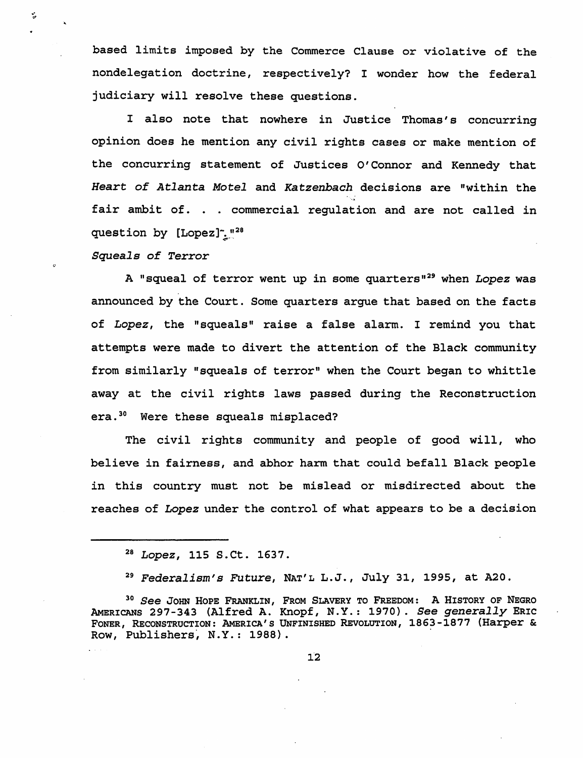based limits imposed by the Commerce Clause or violative of the nondelegation doctrine, respectively? I wonder how the federal judiciary will resolve these questions.

I also note that nowhere in Justice Thomas's concurring opinion does he mention any civil rights cases or make mention of the concurring statement of Justices O'Connor and Kennedy that *Heart of Atlanta Motel* and *Katzenbach* decisions are "within the fair ambit of. . . commercial regulation and are not called in question by [Lopez]."[28]

*Squeals of Terror*

A "squeal of terror went up in some quarters"[29] when *Lopez* was announced by the Court. Some quarters argue that based on the facts of *Lopez*, the "squeals" raise a false alarm. I remind you that attempts were made to divert the attention of the Black community from similarly "squeals of terror" when the Court began to whittle away at the civil rights laws passed during the Reconstruction era.[30] Were these squeals misplaced?

The civil rights community and people of good will, who believe in fairness, and abhor harm that could befall Black people in this country must not be mislead or misdirected about the reaches of *Lopez* under the control of what appears to be a decision

---

[28] *Lopez*, 115 S.Ct. 1637.

[29] *Federalism's Future*, NAT'L L.J., July 31, 1995, at A20.

[30] *See* JOHN HOPE FRANKLIN, FROM SLAVERY TO FREEDOM: A HISTORY OF NEGRO AMERICANS 297-343 (Alfred A. Knopf, N.Y.: 1970). *See generally* ERIC FONER, RECONSTRUCTION: AMERICA'S UNFINISHED REVOLUTION, 1863-1877 (Harper & Row, Publishers, N.Y.: 1988).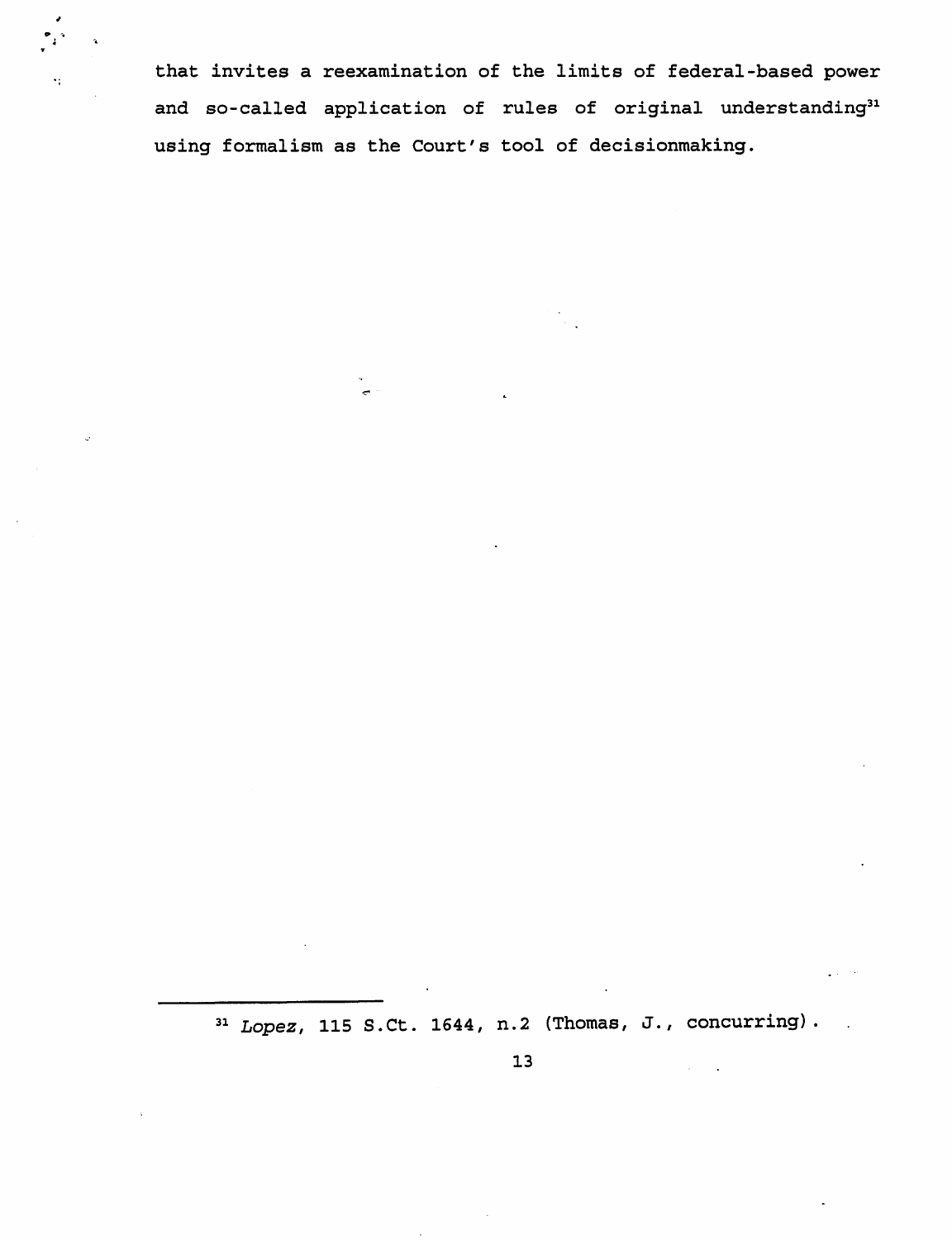that invites a reexamination of the limits of federal-based power and so-called application of rules of original understanding[31] using formalism as the Court's tool of decisionmaking.

---

[31] *Lopez*, 115 S.Ct. 1644, n.2 (Thomas, J., concurring).